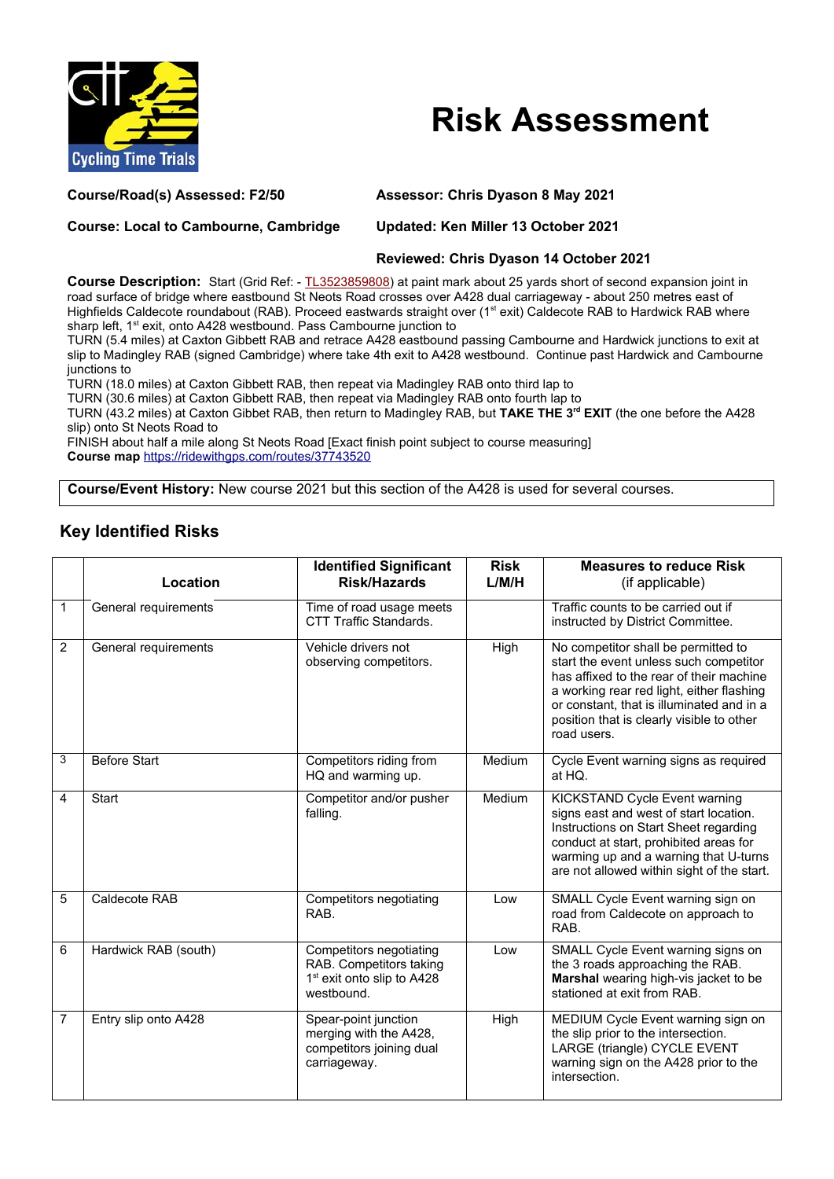# Risk Assessment

**Course/Road(s) Assessed: F2/50**

**Assessor: Chris Dyason 8 May 2021**

**Course: Local to Cambourne, Cambridge**

**Updated: Ken Miller 13 October 2021**

**Reviewed: Chris Dyason 14 October 2021**

**Course Description:** Start (Grid Ref: - TL3523859808) at paint mark about 25 yards short of second expansion joint in road surface of bridge where eastbound St Neots Road crosses over A428 dual carriageway - about 250 metres east of Highfields Caldecote roundabout (RAB). Proceed eastwards straight over (1st exit) Caldecote RAB to Hardwick RAB where sharp left, 1st exit, onto A428 westbound. Pass Cambourne junction to
TURN (5.4 miles) at Caxton Gibbett RAB and retrace A428 eastbound passing Cambourne and Hardwick junctions to exit at slip to Madingley RAB (signed Cambridge) where take 4th exit to A428 westbound. Continue past Hardwick and Cambourne junctions to
TURN (18.0 miles) at Caxton Gibbett RAB, then repeat via Madingley RAB onto third lap to
TURN (30.6 miles) at Caxton Gibbett RAB, then repeat via Madingley RAB onto fourth lap to
TURN (43.2 miles) at Caxton Gibbet RAB, then return to Madingley RAB, but **TAKE THE 3rd EXIT** (the one before the A428 slip) onto St Neots Road to
FINISH about half a mile along St Neots Road [Exact finish point subject to course measuring]
**Course map** https://ridewithgps.com/routes/37743520

**Course/Event History:** New course 2021 but this section of the A428 is used for several courses.

## Key Identified Risks

| | Location | Identified Significant Risk/Hazards | Risk L/M/H | Measures to reduce Risk (if applicable) |
|---|---|---|---|---|
| 1 | General requirements | Time of road usage meets CTT Traffic Standards. | | Traffic counts to be carried out if instructed by District Committee. |
| 2 | General requirements | Vehicle drivers not observing competitors. | High | No competitor shall be permitted to start the event unless such competitor has affixed to the rear of their machine a working rear red light, either flashing or constant, that is illuminated and in a position that is clearly visible to other road users. |
| 3 | Before Start | Competitors riding from HQ and warming up. | Medium | Cycle Event warning signs as required at HQ. |
| 4 | Start | Competitor and/or pusher falling. | Medium | KICKSTAND Cycle Event warning signs east and west of start location. Instructions on Start Sheet regarding conduct at start, prohibited areas for warming up and a warning that U-turns are not allowed within sight of the start. |
| 5 | Caldecote RAB | Competitors negotiating RAB. | Low | SMALL Cycle Event warning sign on road from Caldecote on approach to RAB. |
| 6 | Hardwick RAB (south) | Competitors negotiating RAB. Competitors taking 1st exit onto slip to A428 westbound. | Low | SMALL Cycle Event warning signs on the 3 roads approaching the RAB. **Marshal** wearing high-vis jacket to be stationed at exit from RAB. |
| 7 | Entry slip onto A428 | Spear-point junction merging with the A428, competitors joining dual carriageway. | High | MEDIUM Cycle Event warning sign on the slip prior to the intersection. LARGE (triangle) CYCLE EVENT warning sign on the A428 prior to the intersection. |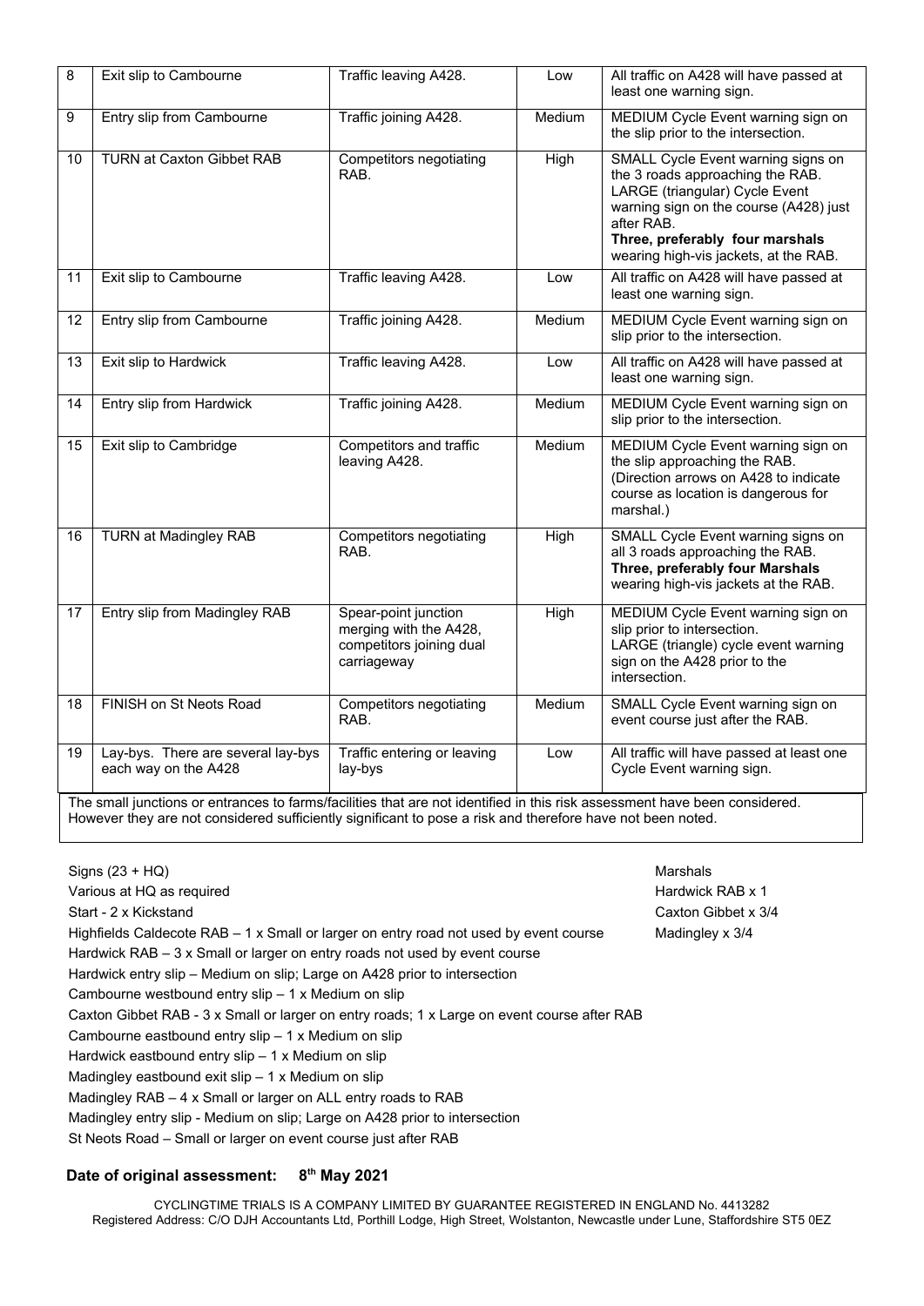| | | | | |
|---|---|---|---|---|
| 8 | Exit slip to Cambourne | Traffic leaving A428. | Low | All traffic on A428 will have passed at least one warning sign. |
| 9 | Entry slip from Cambourne | Traffic joining A428. | Medium | MEDIUM Cycle Event warning sign on the slip prior to the intersection. |
| 10 | TURN at Caxton Gibbet RAB | Competitors negotiating RAB. | High | SMALL Cycle Event warning signs on the 3 roads approaching the RAB. LARGE (triangular) Cycle Event warning sign on the course (A428) just after RAB. **Three, preferably four marshals** wearing high-vis jackets, at the RAB. |
| 11 | Exit slip to Cambourne | Traffic leaving A428. | Low | All traffic on A428 will have passed at least one warning sign. |
| 12 | Entry slip from Cambourne | Traffic joining A428. | Medium | MEDIUM Cycle Event warning sign on slip prior to the intersection. |
| 13 | Exit slip to Hardwick | Traffic leaving A428. | Low | All traffic on A428 will have passed at least one warning sign. |
| 14 | Entry slip from Hardwick | Traffic joining A428. | Medium | MEDIUM Cycle Event warning sign on slip prior to the intersection. |
| 15 | Exit slip to Cambridge | Competitors and traffic leaving A428. | Medium | MEDIUM Cycle Event warning sign on the slip approaching the RAB. (Direction arrows on A428 to indicate course as location is dangerous for marshal.) |
| 16 | TURN at Madingley RAB | Competitors negotiating RAB. | High | SMALL Cycle Event warning signs on all 3 roads approaching the RAB. **Three, preferably four Marshals** wearing high-vis jackets at the RAB. |
| 17 | Entry slip from Madingley RAB | Spear-point junction merging with the A428, competitors joining dual carriageway | High | MEDIUM Cycle Event warning sign on slip prior to intersection. LARGE (triangle) cycle event warning sign on the A428 prior to the intersection. |
| 18 | FINISH on St Neots Road | Competitors negotiating RAB. | Medium | SMALL Cycle Event warning sign on event course just after the RAB. |
| 19 | Lay-bys. There are several lay-bys each way on the A428 | Traffic entering or leaving lay-bys | Low | All traffic will have passed at least one Cycle Event warning sign. |

The small junctions or entrances to farms/facilities that are not identified in this risk assessment have been considered. However they are not considered sufficiently significant to pose a risk and therefore have not been noted.

Signs (23 + HQ)
Various at HQ as required
Start - 2 x Kickstand
Highfields Caldecote RAB – 1 x Small or larger on entry road not used by event course
Hardwick RAB – 3 x Small or larger on entry roads not used by event course
Hardwick entry slip – Medium on slip; Large on A428 prior to intersection
Cambourne westbound entry slip – 1 x Medium on slip
Caxton Gibbet RAB - 3 x Small or larger on entry roads; 1 x Large on event course after RAB
Cambourne eastbound entry slip – 1 x Medium on slip
Hardwick eastbound entry slip – 1 x Medium on slip
Madingley eastbound exit slip – 1 x Medium on slip
Madingley RAB – 4 x Small or larger on ALL entry roads to RAB
Madingley entry slip - Medium on slip; Large on A428 prior to intersection
St Neots Road – Small or larger on event course just after RAB

Marshals
Hardwick RAB x 1
Caxton Gibbet x 3/4
Madingley x 3/4

**Date of original assessment: 8th May 2021**

CYCLINGTIME TRIALS IS A COMPANY LIMITED BY GUARANTEE REGISTERED IN ENGLAND No. 4413282
Registered Address: C/O DJH Accountants Ltd, Porthill Lodge, High Street, Wolstanton, Newcastle under Lune, Staffordshire ST5 0EZ